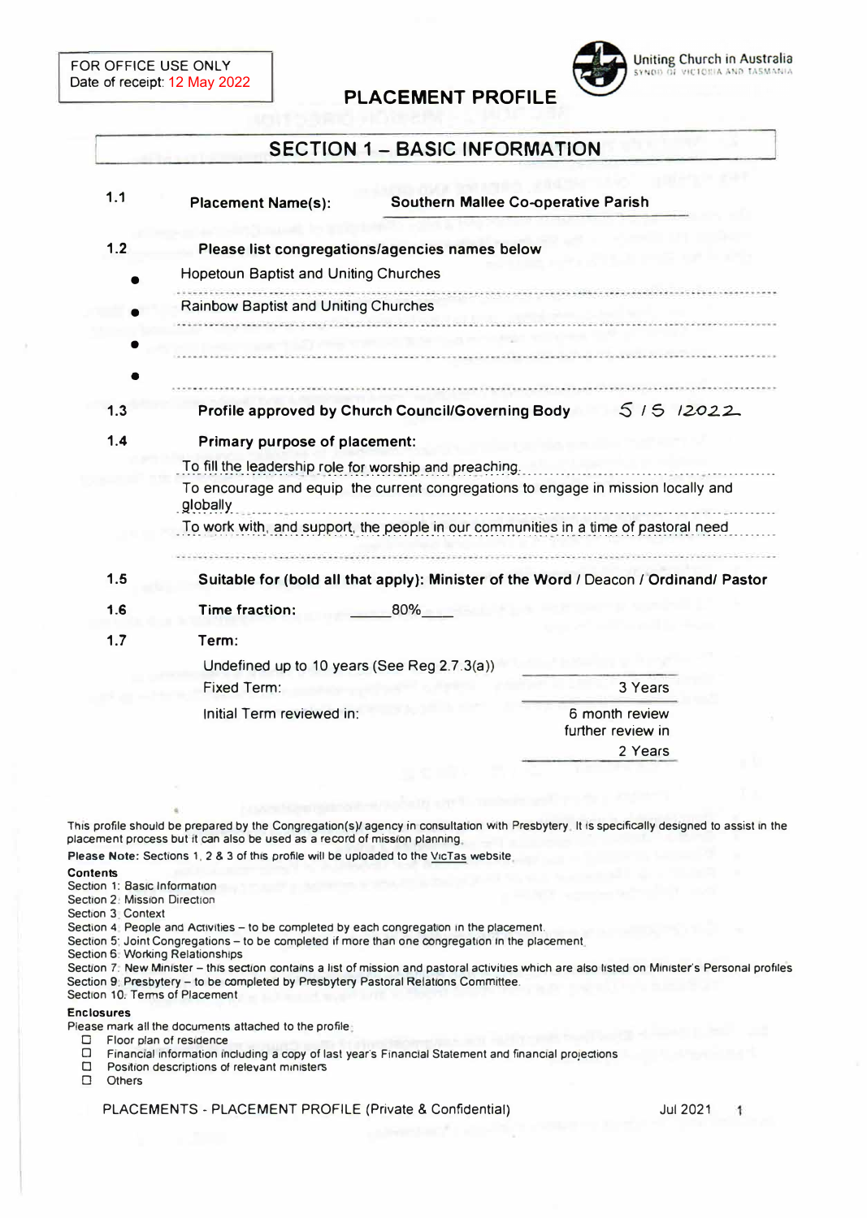FOR OFFICE USE ONLY
Date of receipt: 12 May 2022

Uniting Church in Australia
SYNOD OF VICTORIA AND TASMANIA

# PLACEMENT PROFILE

## SECTION 1 – BASIC INFORMATION

**1.1** **Placement Name(s):** **Southern Mallee Co-operative Parish**

**1.2** **Please list congregations/agencies names below**

- Hopetoun Baptist and Uniting Churches
- Rainbow Baptist and Uniting Churches
- 
- 

**1.3** **Profile approved by Church Council/Governing Body** 5 / 5 /2022

**1.4** **Primary purpose of placement:**

To fill the leadership role for worship and preaching

To encourage and equip the current congregations to engage in mission locally and globally

To work with, and support, the people in our communities in a time of pastoral need

**1.5** **Suitable for (bold all that apply): Minister of the Word** / Deacon / **Ordinand/ Pastor**

**1.6** **Time fraction:** 80%

**1.7** **Term:**

Undefined up to 10 years (See Reg 2.7.3(a))

Fixed Term: 3 Years

Initial Term reviewed in: 6 month review further review in 2 Years

This profile should be prepared by the Congregation(s)/ agency in consultation with Presbytery. It is specifically designed to assist in the placement process but it can also be used as a record of mission planning.

**Please Note:** Sections 1, 2 & 3 of this profile will be uploaded to the VicTas website.

**Contents**

Section 1: Basic Information
Section 2: Mission Direction
Section 3: Context
Section 4: People and Activities – to be completed by each congregation in the placement.
Section 5: Joint Congregations – to be completed if more than one congregation in the placement.
Section 6: Working Relationships
Section 7: New Minister – this section contains a list of mission and pastoral activities which are also listed on Minister's Personal profiles
Section 9: Presbytery – to be completed by Presbytery Pastoral Relations Committee.
Section 10: Terms of Placement

**Enclosures**

Please mark all the documents attached to the profile:

- ☐ Floor plan of residence
- ☐ Financial information including a copy of last year's Financial Statement and financial projections
- ☐ Position descriptions of relevant ministers
- ☐ Others

PLACEMENTS - PLACEMENT PROFILE (Private & Confidential) Jul 2021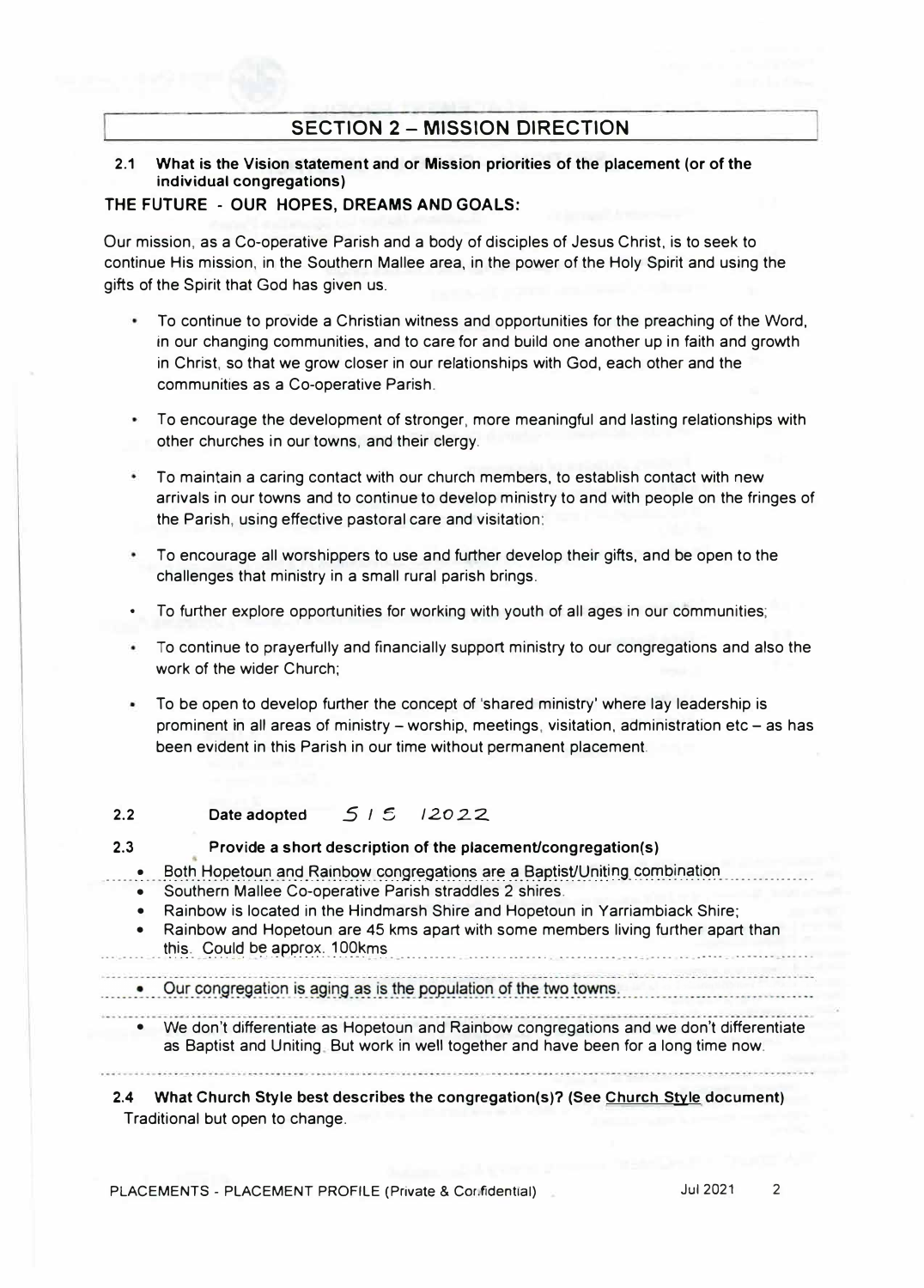## SECTION 2 – MISSION DIRECTION

**2.1 What is the Vision statement and or Mission priorities of the placement (or of the individual congregations)**

**THE FUTURE - OUR HOPES, DREAMS AND GOALS:**

Our mission, as a Co-operative Parish and a body of disciples of Jesus Christ, is to seek to continue His mission, in the Southern Mallee area, in the power of the Holy Spirit and using the gifts of the Spirit that God has given us.

- To continue to provide a Christian witness and opportunities for the preaching of the Word, in our changing communities, and to care for and build one another up in faith and growth in Christ, so that we grow closer in our relationships with God, each other and the communities as a Co-operative Parish.
- To encourage the development of stronger, more meaningful and lasting relationships with other churches in our towns, and their clergy.
- To maintain a caring contact with our church members, to establish contact with new arrivals in our towns and to continue to develop ministry to and with people on the fringes of the Parish, using effective pastoral care and visitation:
- To encourage all worshippers to use and further develop their gifts, and be open to the challenges that ministry in a small rural parish brings.
- To further explore opportunities for working with youth of all ages in our communities;
- To continue to prayerfully and financially support ministry to our congregations and also the work of the wider Church;
- To be open to develop further the concept of 'shared ministry' where lay leadership is prominent in all areas of ministry – worship, meetings, visitation, administration etc – as has been evident in this Parish in our time without permanent placement.

**2.2 Date adopted** 5 / 5 /2022

**2.3 Provide a short description of the placement/congregation(s)**

- Both Hopetoun and Rainbow congregations are a Baptist/Uniting combination
- Southern Mallee Co-operative Parish straddles 2 shires.
- Rainbow is located in the Hindmarsh Shire and Hopetoun in Yarriambiack Shire;
- Rainbow and Hopetoun are 45 kms apart with some members living further apart than this. Could be approx. 100kms
- Our congregation is aging as is the population of the two towns.
- We don't differentiate as Hopetoun and Rainbow congregations and we don't differentiate as Baptist and Uniting. But work in well together and have been for a long time now.

**2.4 What Church Style best describes the congregation(s)? (See Church Style document)**
Traditional but open to change.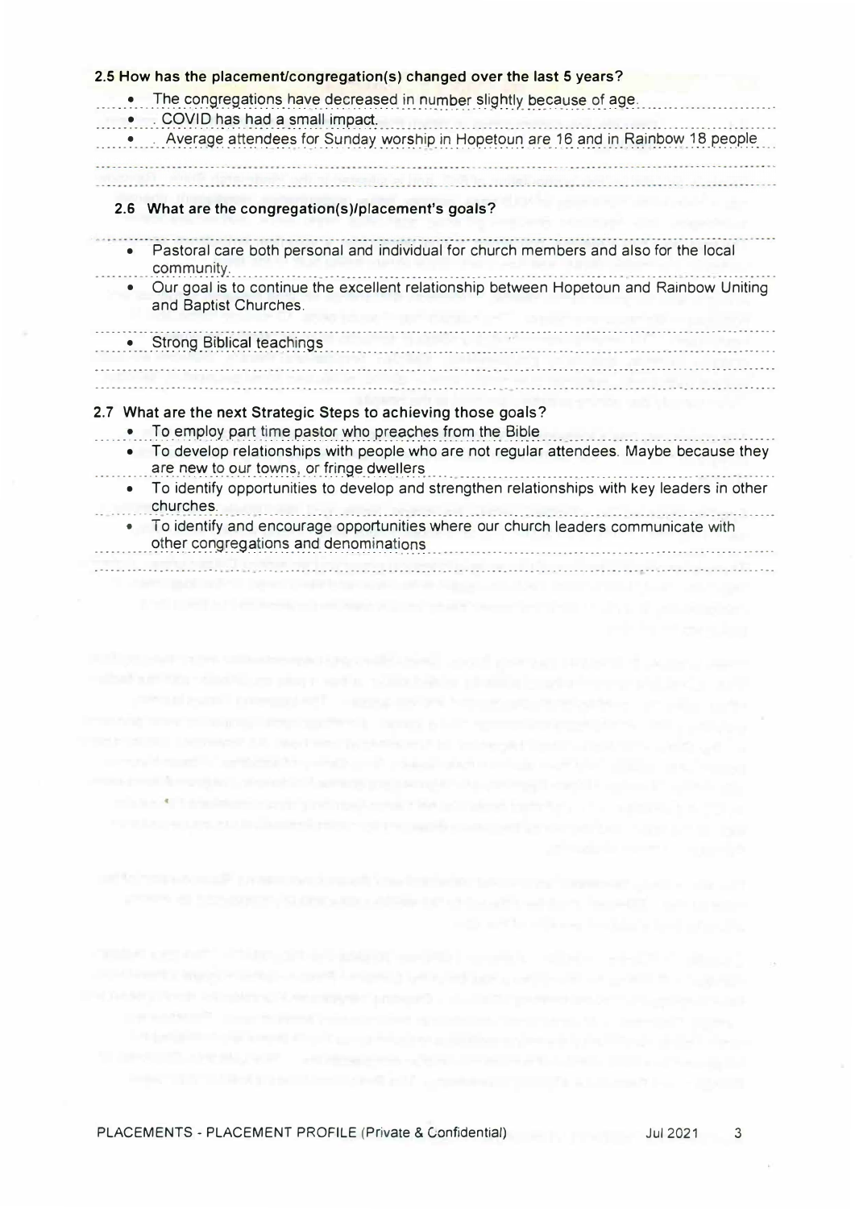**2.5 How has the placement/congregation(s) changed over the last 5 years?**

- The congregations have decreased in number slightly because of age.
- COVID has had a small impact.
- Average attendees for Sunday worship in Hopetoun are 16 and in Rainbow 18 people

**2.6 What are the congregation(s)/placement's goals?**

- Pastoral care both personal and individual for church members and also for the local community.
- Our goal is to continue the excellent relationship between Hopetoun and Rainbow Uniting and Baptist Churches.
- Strong Biblical teachings

**2.7 What are the next Strategic Steps to achieving those goals?**

- To employ part time pastor who preaches from the Bible
- To develop relationships with people who are not regular attendees. Maybe because they are new to our towns, or fringe dwellers
- To identify opportunities to develop and strengthen relationships with key leaders in other churches.
- To identify and encourage opportunities where our church leaders communicate with other congregations and denominations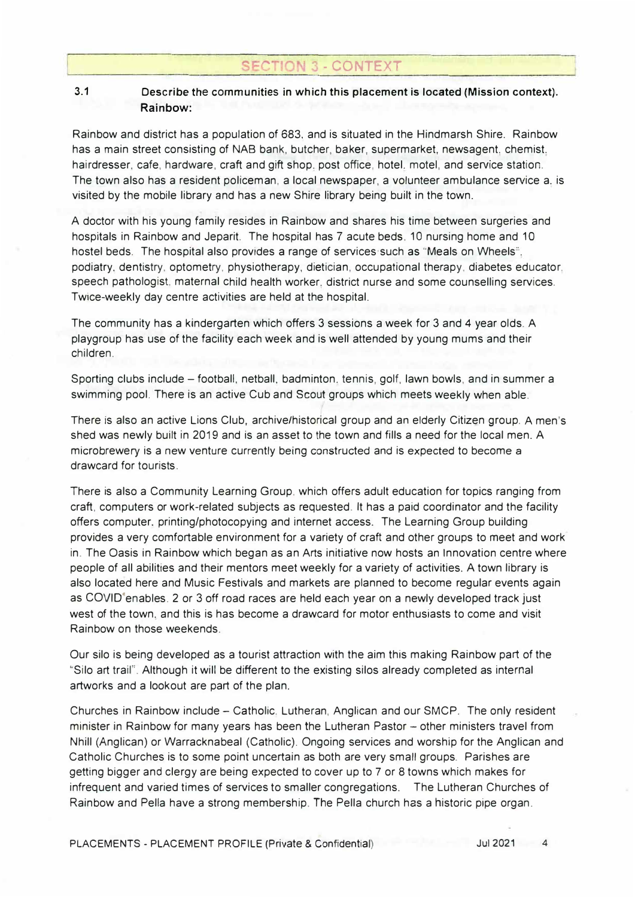## SECTION 3 - CONTEXT

**3.1 Describe the communities in which this placement is located (Mission context).**
**Rainbow:**

Rainbow and district has a population of 683, and is situated in the Hindmarsh Shire. Rainbow has a main street consisting of NAB bank, butcher, baker, supermarket, newsagent, chemist, hairdresser, cafe, hardware, craft and gift shop, post office, hotel, motel, and service station. The town also has a resident policeman, a local newspaper, a volunteer ambulance service a. is visited by the mobile library and has a new Shire library being built in the town.

A doctor with his young family resides in Rainbow and shares his time between surgeries and hospitals in Rainbow and Jeparit. The hospital has 7 acute beds, 10 nursing home and 10 hostel beds. The hospital also provides a range of services such as "Meals on Wheels", podiatry, dentistry, optometry, physiotherapy, dietician, occupational therapy, diabetes educator, speech pathologist, maternal child health worker, district nurse and some counselling services. Twice-weekly day centre activities are held at the hospital.

The community has a kindergarten which offers 3 sessions a week for 3 and 4 year olds. A playgroup has use of the facility each week and is well attended by young mums and their children.

Sporting clubs include – football, netball, badminton, tennis, golf, lawn bowls, and in summer a swimming pool. There is an active Cub and Scout groups which meets weekly when able.

There is also an active Lions Club, archive/historical group and an elderly Citizen group. A men's shed was newly built in 2019 and is an asset to the town and fills a need for the local men. A microbrewery is a new venture currently being constructed and is expected to become a drawcard for tourists.

There is also a Community Learning Group, which offers adult education for topics ranging from craft, computers or work-related subjects as requested. It has a paid coordinator and the facility offers computer, printing/photocopying and internet access. The Learning Group building provides a very comfortable environment for a variety of craft and other groups to meet and work in. The Oasis in Rainbow which began as an Arts initiative now hosts an Innovation centre where people of all abilities and their mentors meet weekly for a variety of activities. A town library is also located here and Music Festivals and markets are planned to become regular events again as COVID enables. 2 or 3 off road races are held each year on a newly developed track just west of the town, and this is has become a drawcard for motor enthusiasts to come and visit Rainbow on those weekends.

Our silo is being developed as a tourist attraction with the aim this making Rainbow part of the "Silo art trail". Although it will be different to the existing silos already completed as internal artworks and a lookout are part of the plan.

Churches in Rainbow include – Catholic, Lutheran, Anglican and our SMCP. The only resident minister in Rainbow for many years has been the Lutheran Pastor – other ministers travel from Nhill (Anglican) or Warracknabeal (Catholic). Ongoing services and worship for the Anglican and Catholic Churches is to some point uncertain as both are very small groups. Parishes are getting bigger and clergy are being expected to cover up to 7 or 8 towns which makes for infrequent and varied times of services to smaller congregations. The Lutheran Churches of Rainbow and Pella have a strong membership. The Pella church has a historic pipe organ.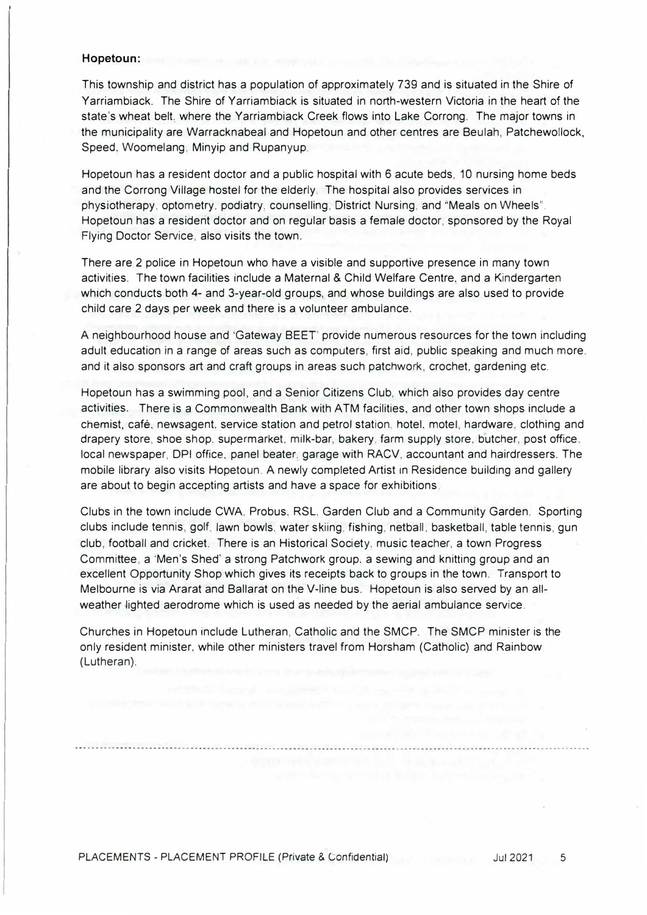**Hopetoun:**

This township and district has a population of approximately 739 and is situated in the Shire of Yarriambiack. The Shire of Yarriambiack is situated in north-western Victoria in the heart of the state's wheat belt, where the Yarriambiack Creek flows into Lake Corrong. The major towns in the municipality are Warracknabeal and Hopetoun and other centres are Beulah, Patchewollock, Speed, Woomelang, Minyip and Rupanyup.

Hopetoun has a resident doctor and a public hospital with 6 acute beds, 10 nursing home beds and the Corrong Village hostel for the elderly. The hospital also provides services in physiotherapy, optometry, podiatry, counselling, District Nursing, and "Meals on Wheels". Hopetoun has a resident doctor and on regular basis a female doctor, sponsored by the Royal Flying Doctor Service, also visits the town.

There are 2 police in Hopetoun who have a visible and supportive presence in many town activities. The town facilities include a Maternal & Child Welfare Centre, and a Kindergarten which conducts both 4- and 3-year-old groups, and whose buildings are also used to provide child care 2 days per week and there is a volunteer ambulance.

A neighbourhood house and 'Gateway BEET' provide numerous resources for the town including adult education in a range of areas such as computers, first aid, public speaking and much more, and it also sponsors art and craft groups in areas such patchwork, crochet, gardening etc.

Hopetoun has a swimming pool, and a Senior Citizens Club, which also provides day centre activities. There is a Commonwealth Bank with ATM facilities, and other town shops include a chemist, café, newsagent, service station and petrol station, hotel, motel, hardware, clothing and drapery store, shoe shop, supermarket, milk-bar, bakery, farm supply store, butcher, post office, local newspaper, DPI office, panel beater, garage with RACV, accountant and hairdressers. The mobile library also visits Hopetoun. A newly completed Artist in Residence building and gallery are about to begin accepting artists and have a space for exhibitions.

Clubs in the town include CWA, Probus, RSL, Garden Club and a Community Garden. Sporting clubs include tennis, golf, lawn bowls, water skiing, fishing, netball, basketball, table tennis, gun club, football and cricket. There is an Historical Society, music teacher, a town Progress Committee, a 'Men's Shed' a strong Patchwork group, a sewing and knitting group and an excellent Opportunity Shop which gives its receipts back to groups in the town. Transport to Melbourne is via Ararat and Ballarat on the V-line bus. Hopetoun is also served by an all-weather lighted aerodrome which is used as needed by the aerial ambulance service.

Churches in Hopetoun include Lutheran, Catholic and the SMCP. The SMCP minister is the only resident minister, while other ministers travel from Horsham (Catholic) and Rainbow (Lutheran).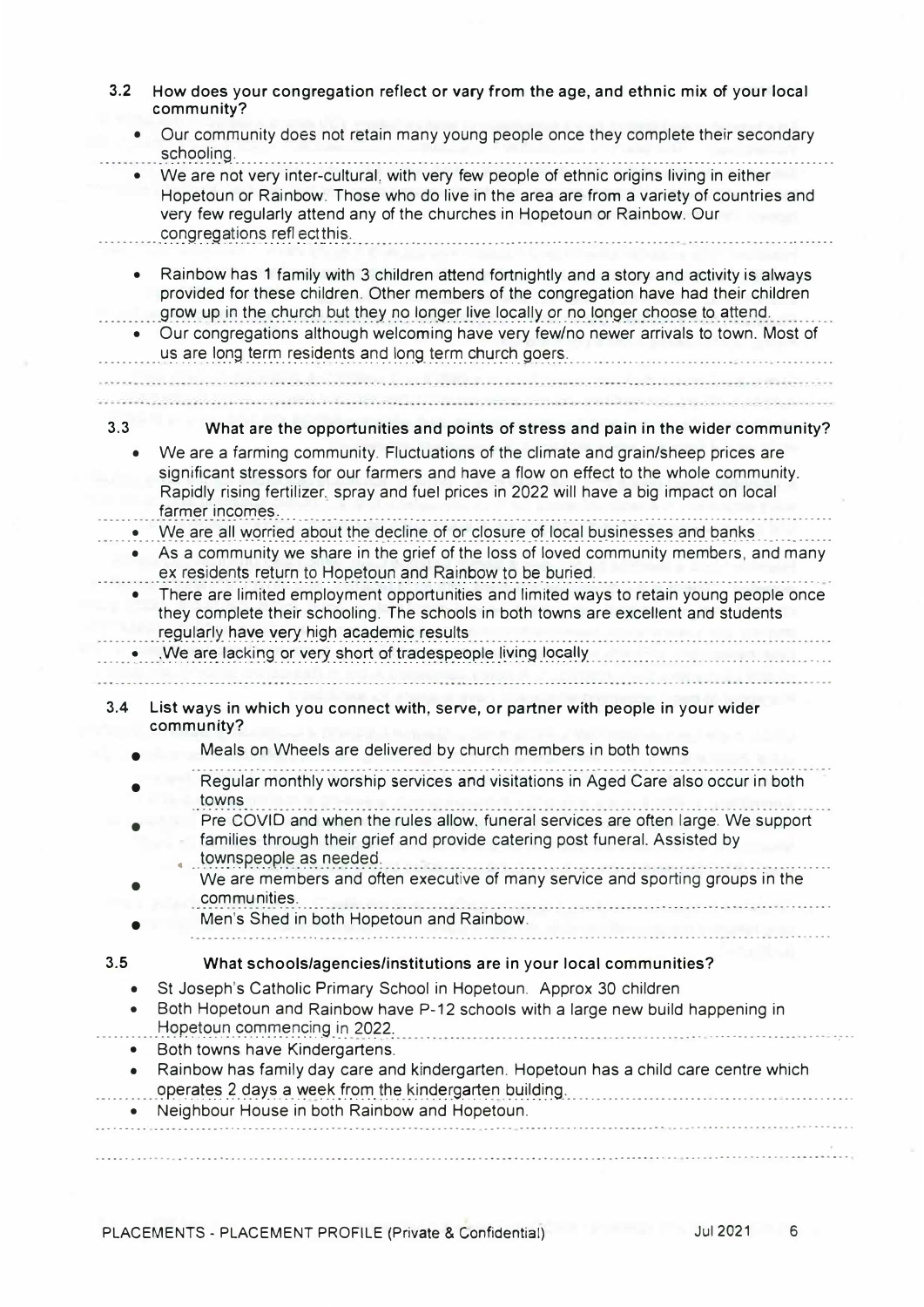**3.2 How does your congregation reflect or vary from the age, and ethnic mix of your local community?**

- Our community does not retain many young people once they complete their secondary schooling.
- We are not very inter-cultural, with very few people of ethnic origins living in either Hopetoun or Rainbow. Those who do live in the area are from a variety of countries and very few regularly attend any of the churches in Hopetoun or Rainbow. Our congregations refl ectthis.
- Rainbow has 1 family with 3 children attend fortnightly and a story and activity is always provided for these children. Other members of the congregation have had their children grow up in the church but they no longer live locally or no longer choose to attend.
- Our congregations although welcoming have very few/no newer arrivals to town. Most of us are long term residents and long term church goers.

**3.3 What are the opportunities and points of stress and pain in the wider community?**

- We are a farming community. Fluctuations of the climate and grain/sheep prices are significant stressors for our farmers and have a flow on effect to the whole community. Rapidly rising fertilizer, spray and fuel prices in 2022 will have a big impact on local farmer incomes.
- We are all worried about the decline of or closure of local businesses and banks
- As a community we share in the grief of the loss of loved community members, and many ex residents return to Hopetoun and Rainbow to be buried.
- There are limited employment opportunities and limited ways to retain young people once they complete their schooling. The schools in both towns are excellent and students regularly have very high academic results
- .We are lacking or very short of tradespeople living locally

**3.4 List ways in which you connect with, serve, or partner with people in your wider community?**

- Meals on Wheels are delivered by church members in both towns
- Regular monthly worship services and visitations in Aged Care also occur in both towns
- Pre COVID and when the rules allow, funeral services are often large. We support families through their grief and provide catering post funeral. Assisted by townspeople as needed.
- We are members and often executive of many service and sporting groups in the communities.
- Men's Shed in both Hopetoun and Rainbow.

**3.5 What schools/agencies/institutions are in your local communities?**

- St Joseph's Catholic Primary School in Hopetoun. Approx 30 children
- Both Hopetoun and Rainbow have P-12 schools with a large new build happening in Hopetoun commencing in 2022.
- Both towns have Kindergartens.
- Rainbow has family day care and kindergarten. Hopetoun has a child care centre which operates 2 days a week from the kindergarten building.
- Neighbour House in both Rainbow and Hopetoun.